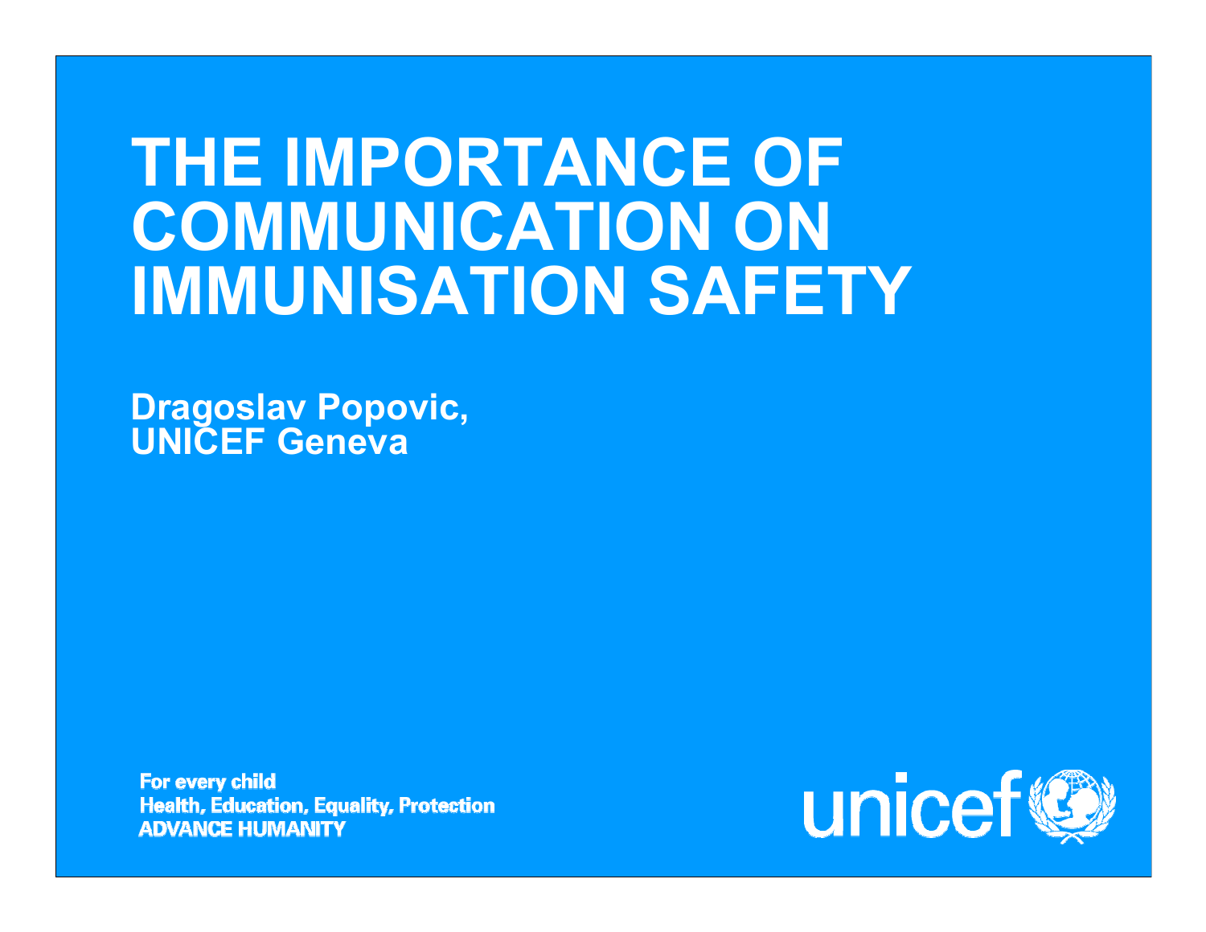# THE IMPORTANCE OF COMMUNICATION ON IMMUNISATION SAFETY

**Dragoslav Popovic,**
**UNICEF Geneva**

**For every child**
**Health, Education, Equality, Protection**
**ADVANCE HUMANITY**

unicef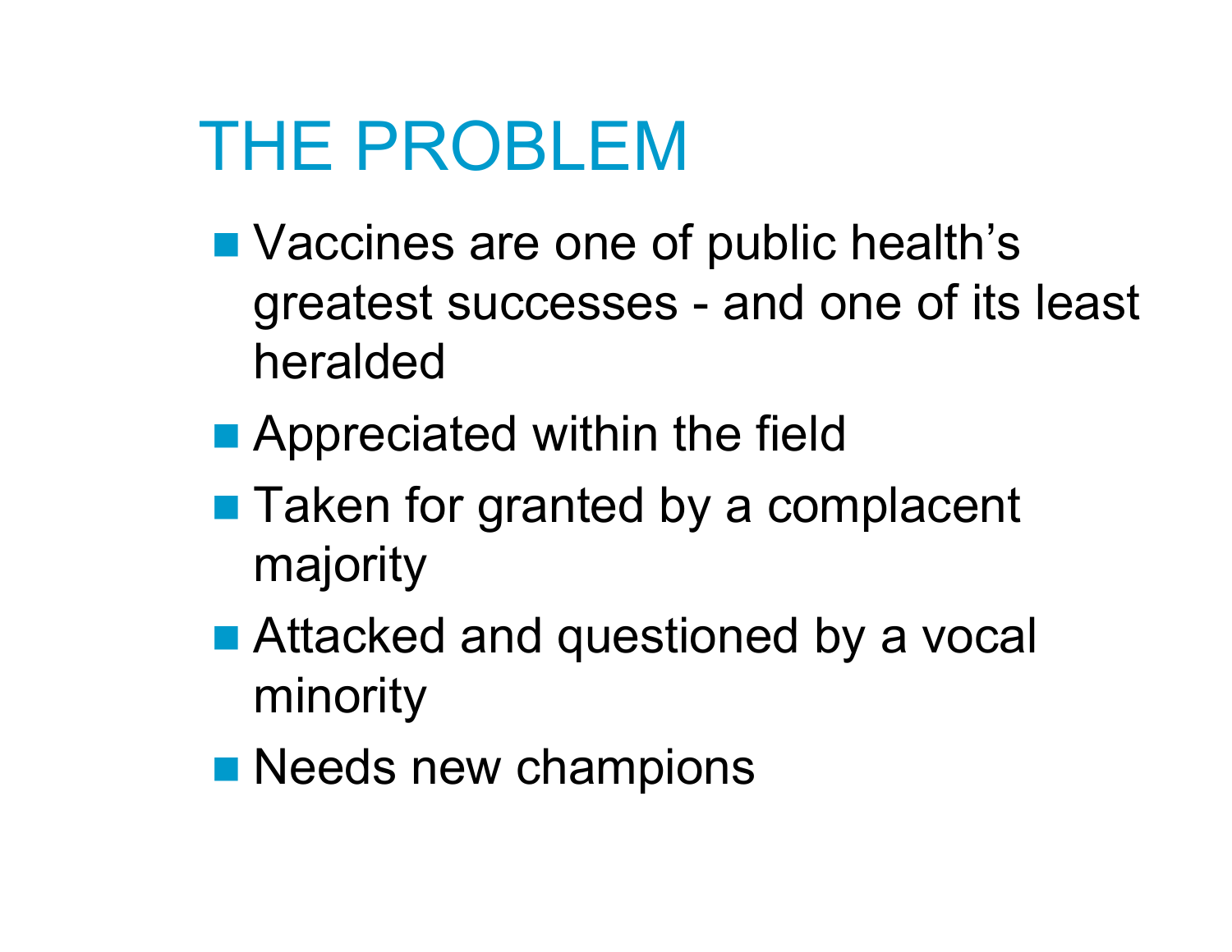# THE PROBLEM

- Vaccines are one of public health's greatest successes - and one of its least heralded
- Appreciated within the field
- Taken for granted by a complacent majority
- Attacked and questioned by a vocal minority
- Needs new champions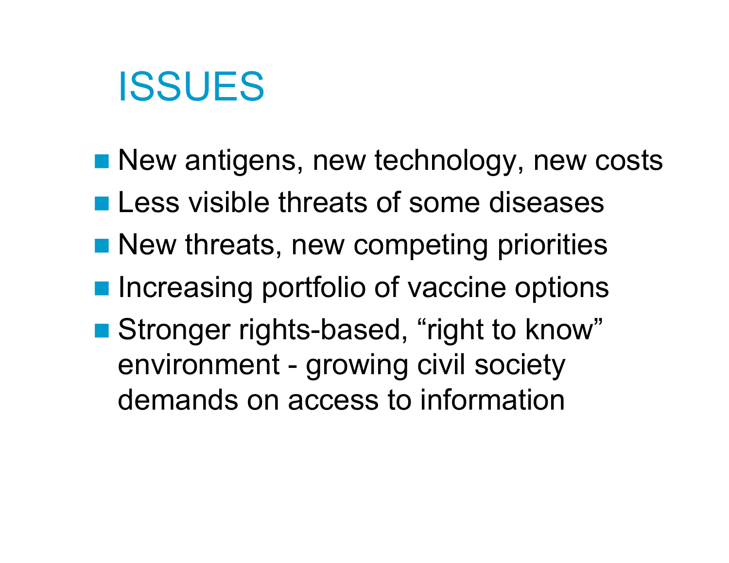# ISSUES

- New antigens, new technology, new costs
- Less visible threats of some diseases
- New threats, new competing priorities
- Increasing portfolio of vaccine options
- Stronger rights-based, "right to know" environment - growing civil society demands on access to information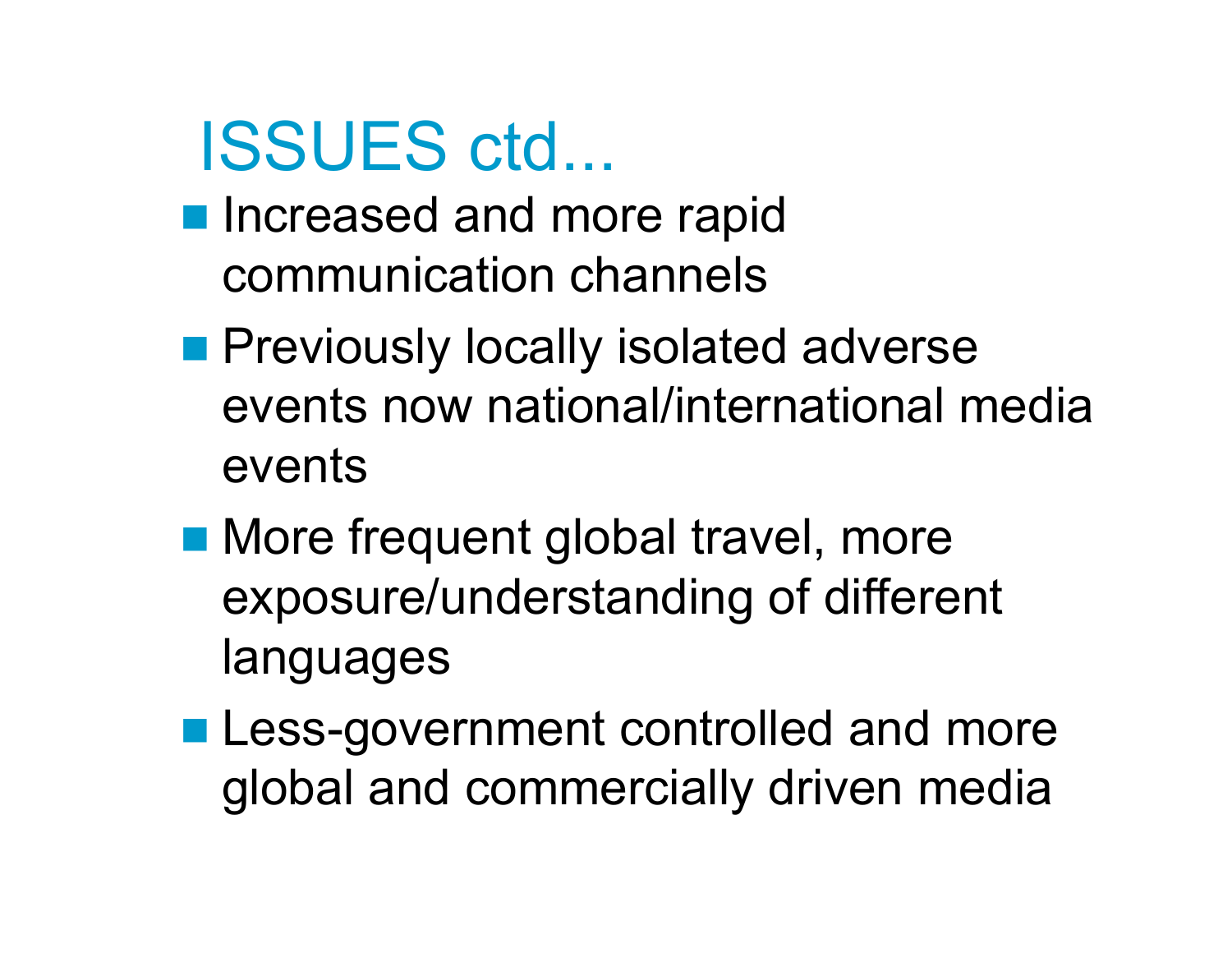# ISSUES ctd...

- Increased and more rapid communication channels
- Previously locally isolated adverse events now national/international media events
- More frequent global travel, more exposure/understanding of different languages
- Less-government controlled and more global and commercially driven media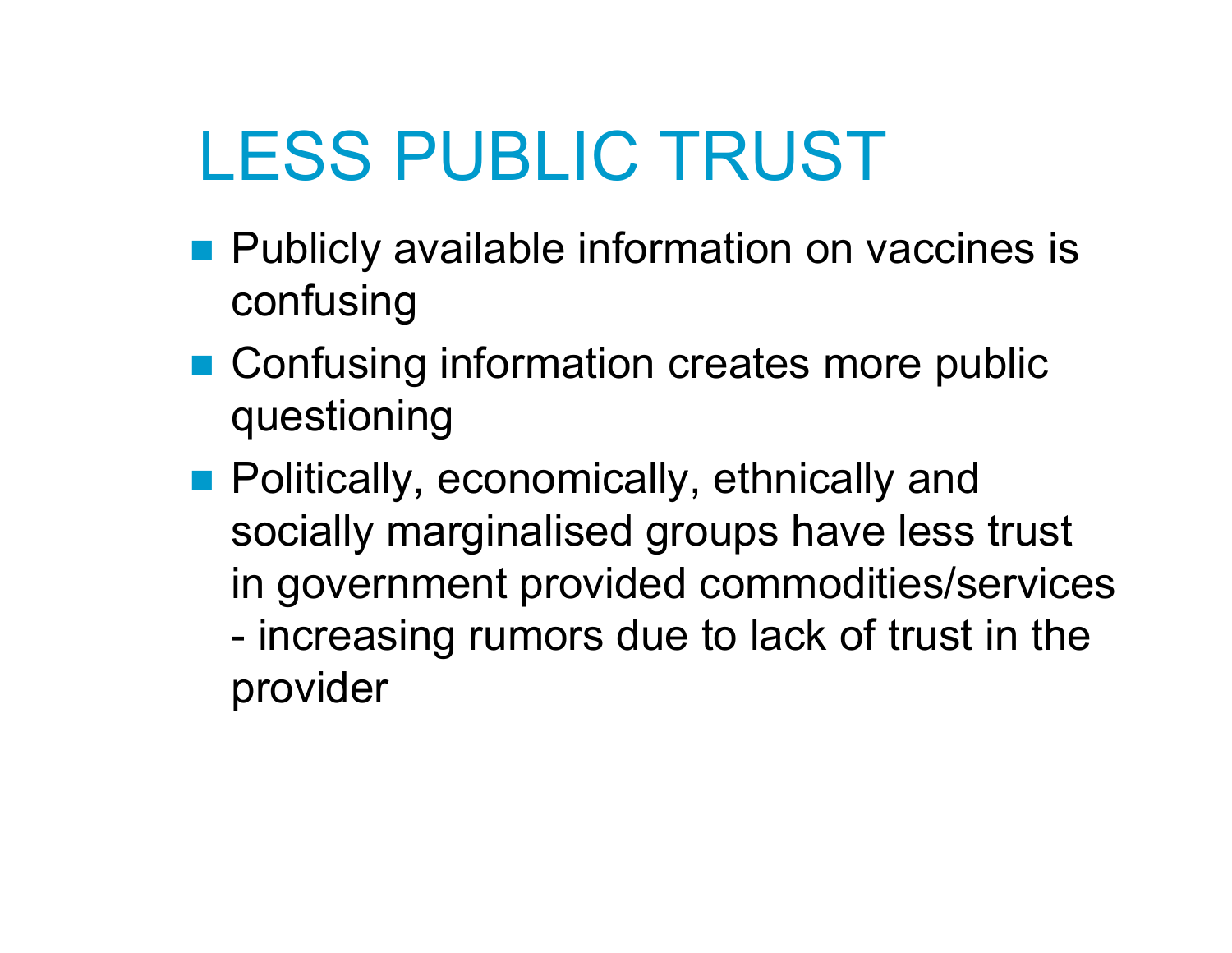# LESS PUBLIC TRUST

- Publicly available information on vaccines is confusing
- Confusing information creates more public questioning
- Politically, economically, ethnically and socially marginalised groups have less trust in government provided commodities/services - increasing rumors due to lack of trust in the provider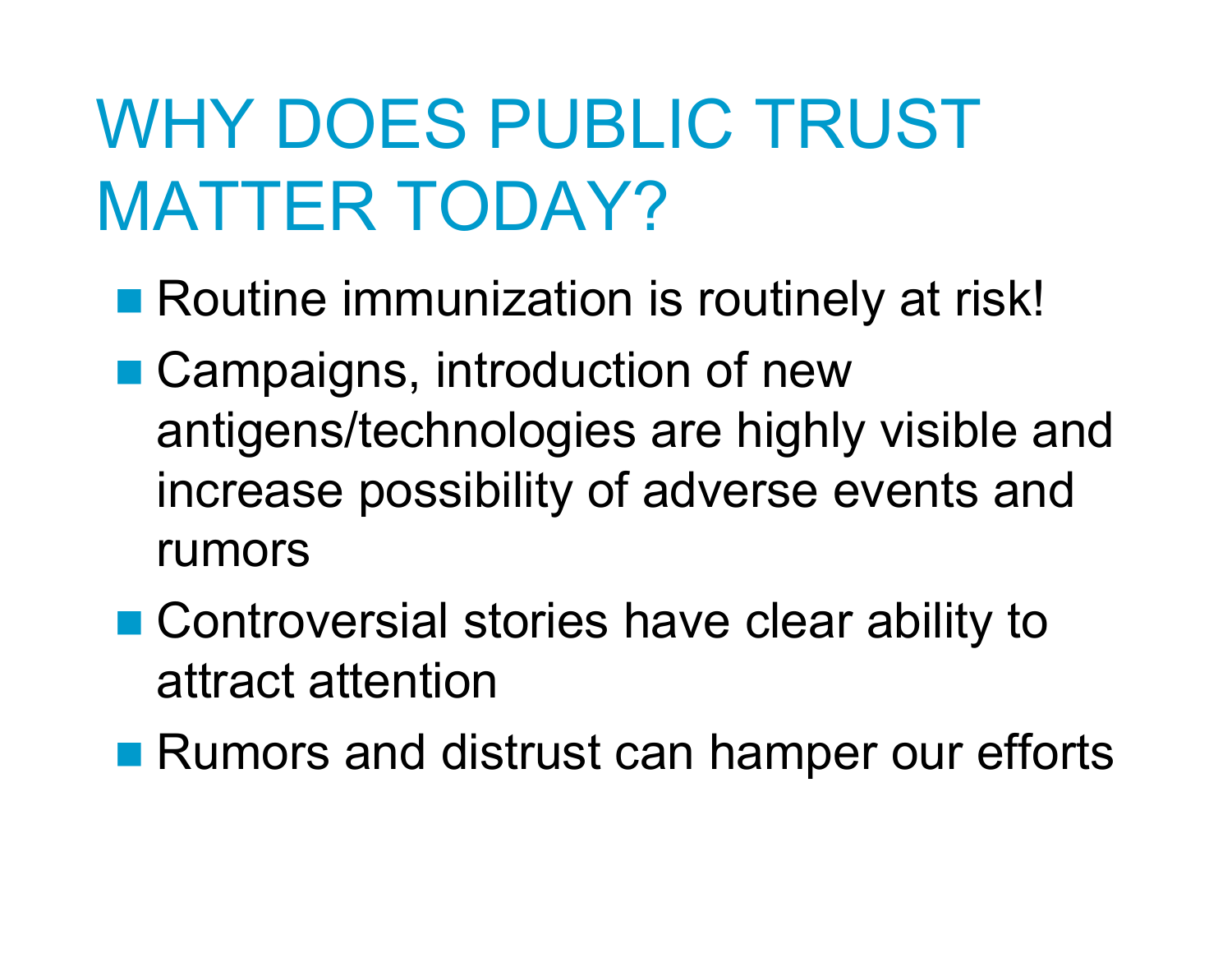# WHY DOES PUBLIC TRUST MATTER TODAY?

- Routine immunization is routinely at risk!
- Campaigns, introduction of new antigens/technologies are highly visible and increase possibility of adverse events and rumors
- Controversial stories have clear ability to attract attention
- Rumors and distrust can hamper our efforts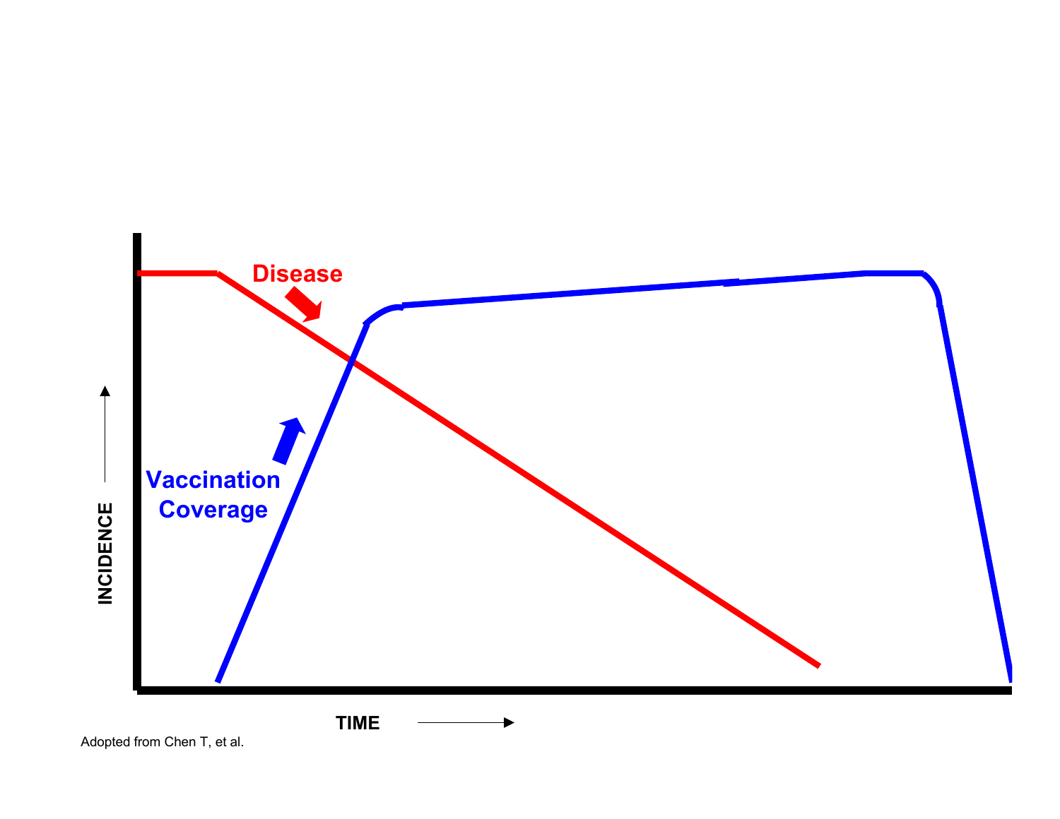Disease

Vaccination Coverage

INCIDENCE

TIME

Adopted from Chen T, et al.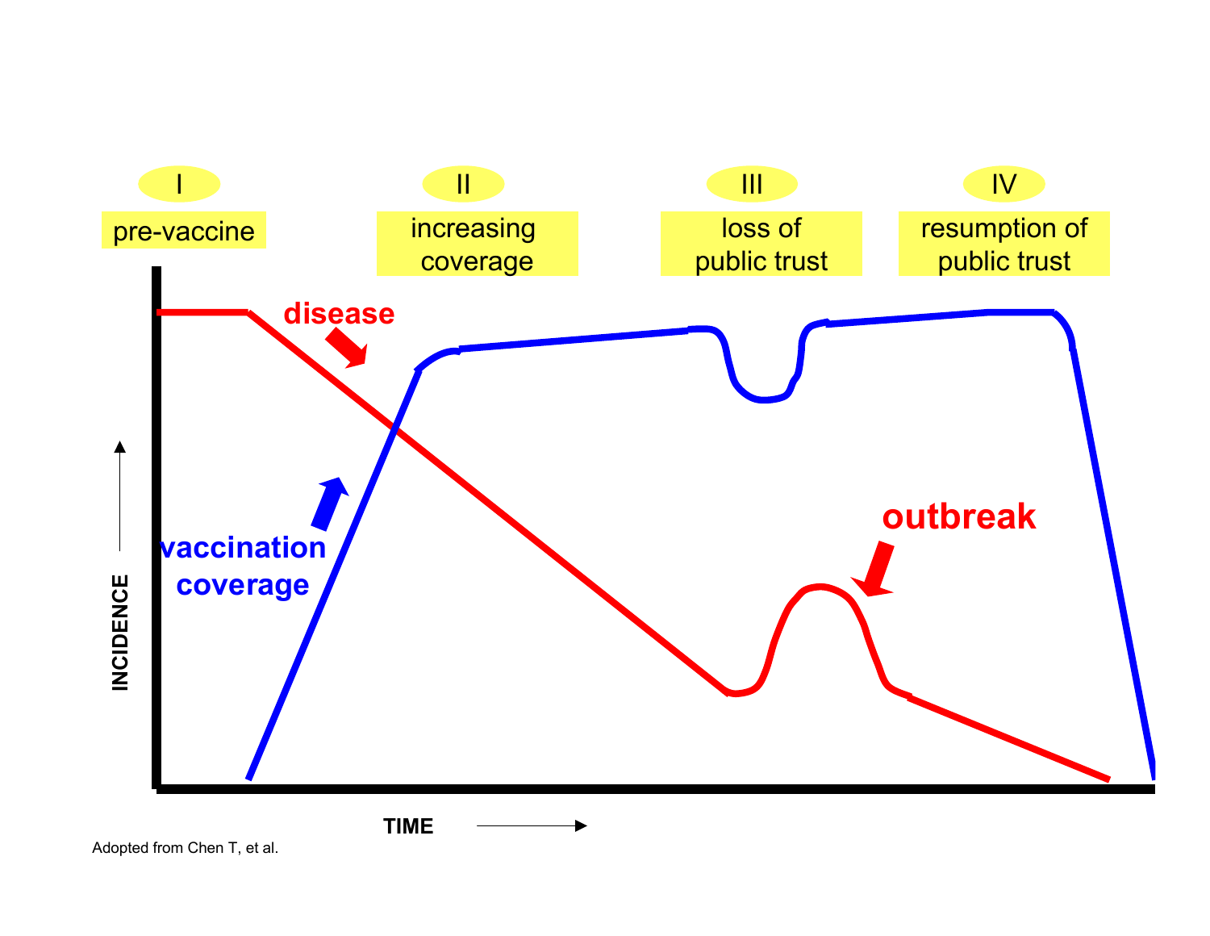I

pre-vaccine

II

increasing coverage

III

loss of public trust

IV

resumption of public trust

disease

vaccination coverage

outbreak

INCIDENCE

TIME

Adopted from Chen T, et al.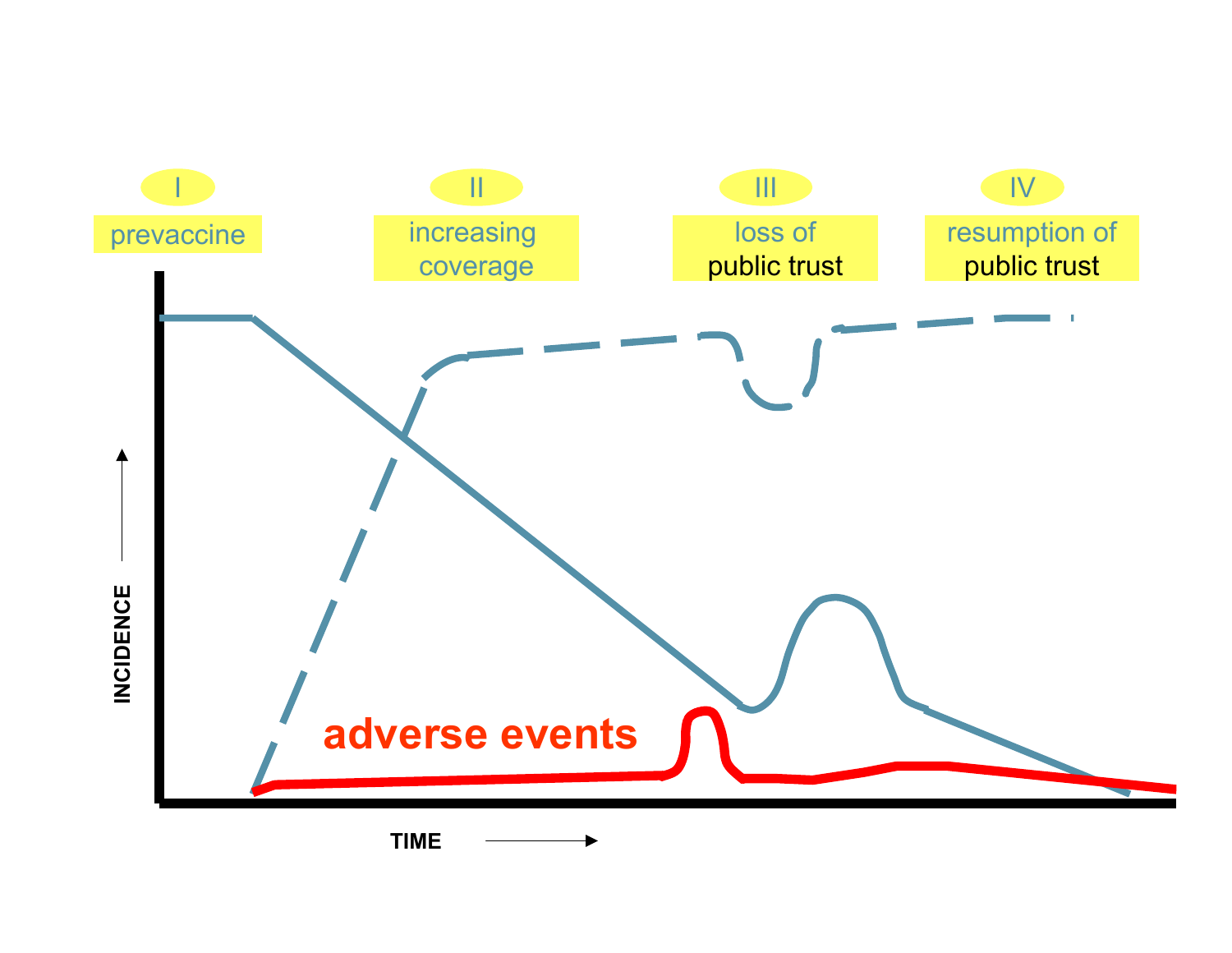I
prevaccine

II
increasing coverage

III
loss of public trust

IV
resumption of public trust

INCIDENCE

adverse events

TIME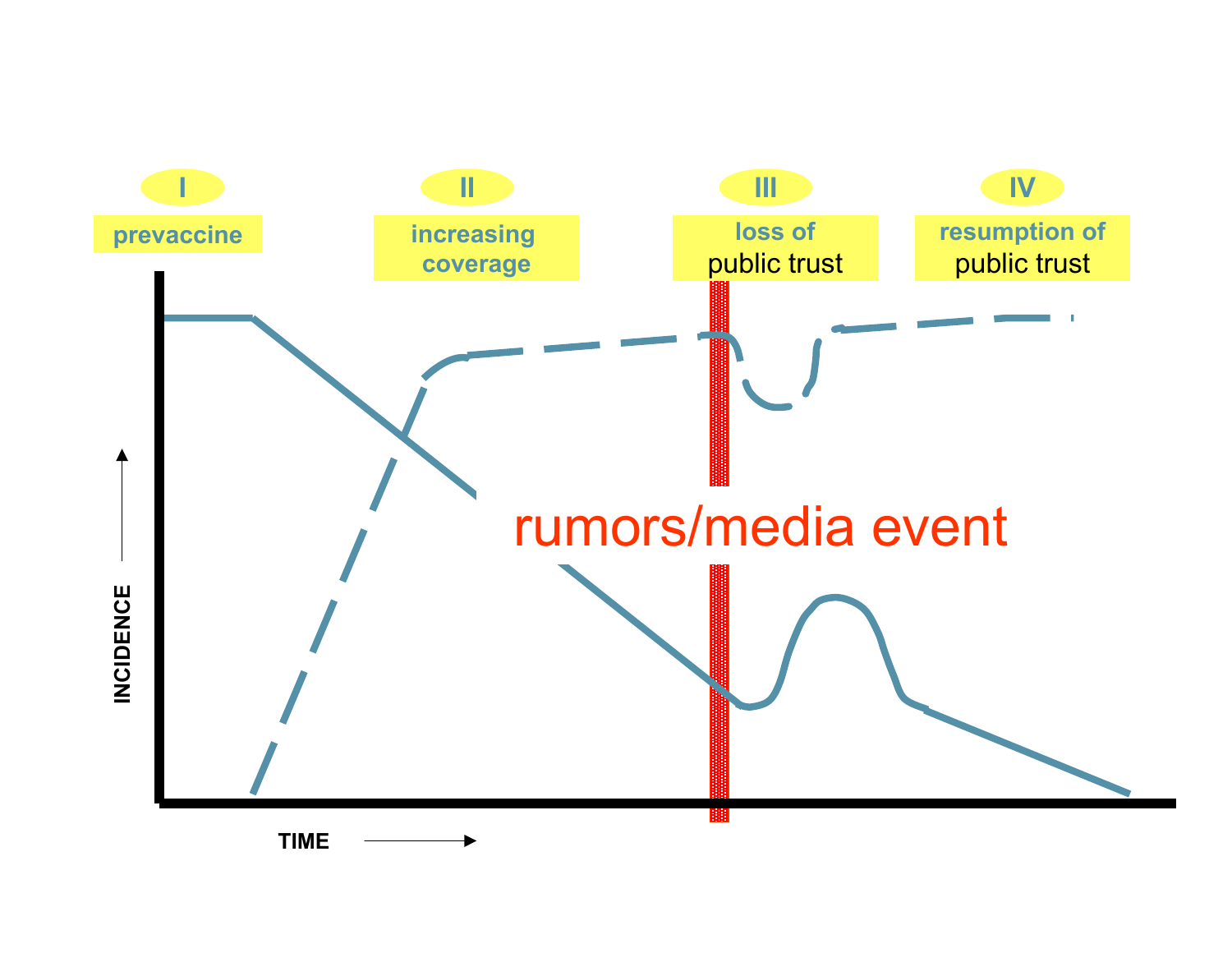I
prevaccine

II
increasing coverage

III
loss of public trust

IV
resumption of public trust

rumors/media event

INCIDENCE

TIME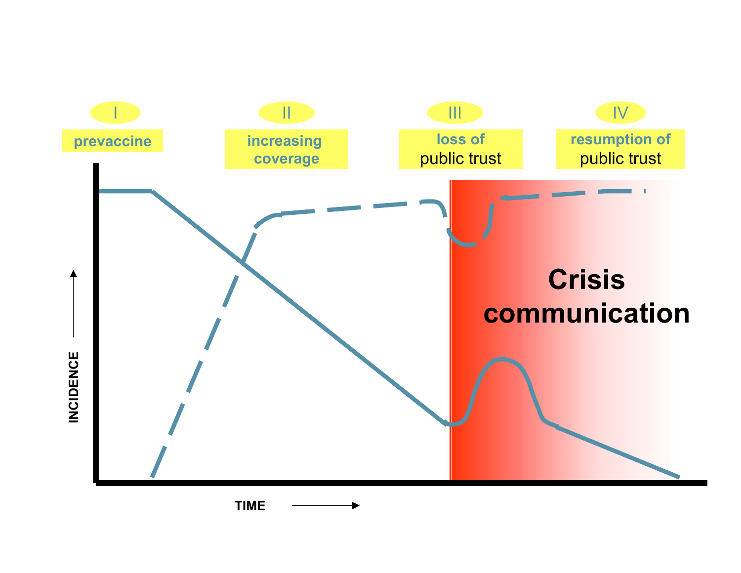I

prevaccine

II

increasing coverage

III

loss of public trust

IV

resumption of public trust

Crisis communication

INCIDENCE

TIME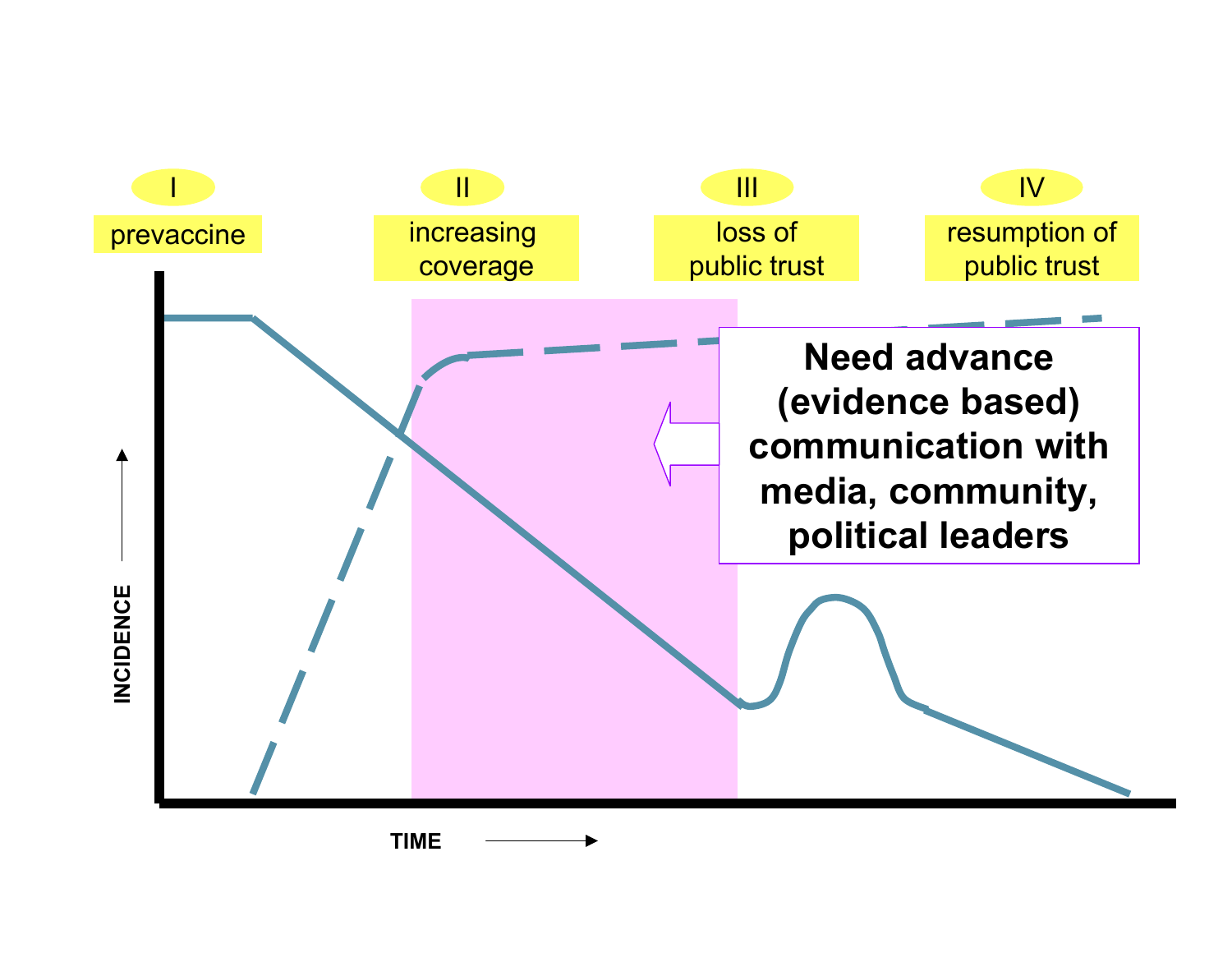I prevaccine

II increasing coverage

III loss of public trust

IV resumption of public trust

**Need advance (evidence based) communication with media, community, political leaders**

INCIDENCE

TIME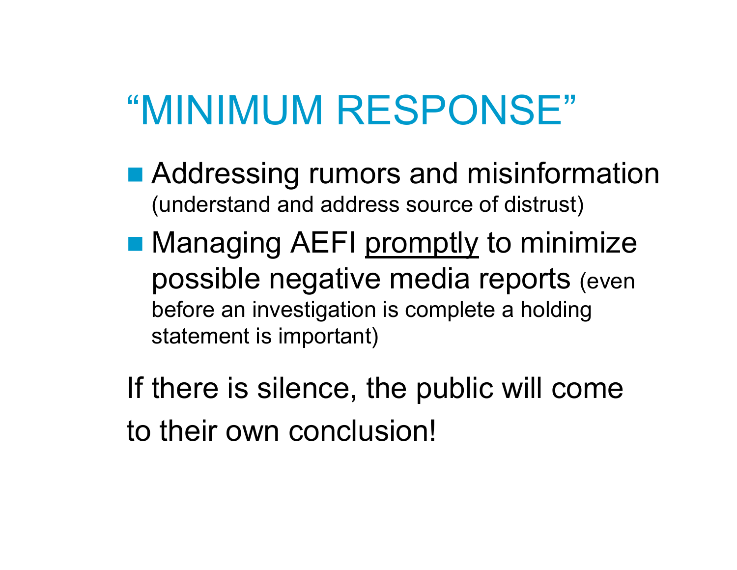# "MINIMUM RESPONSE"

- Addressing rumors and misinformation (understand and address source of distrust)
- Managing AEFI <u>promptly</u> to minimize possible negative media reports (even before an investigation is complete a holding statement is important)

If there is silence, the public will come to their own conclusion!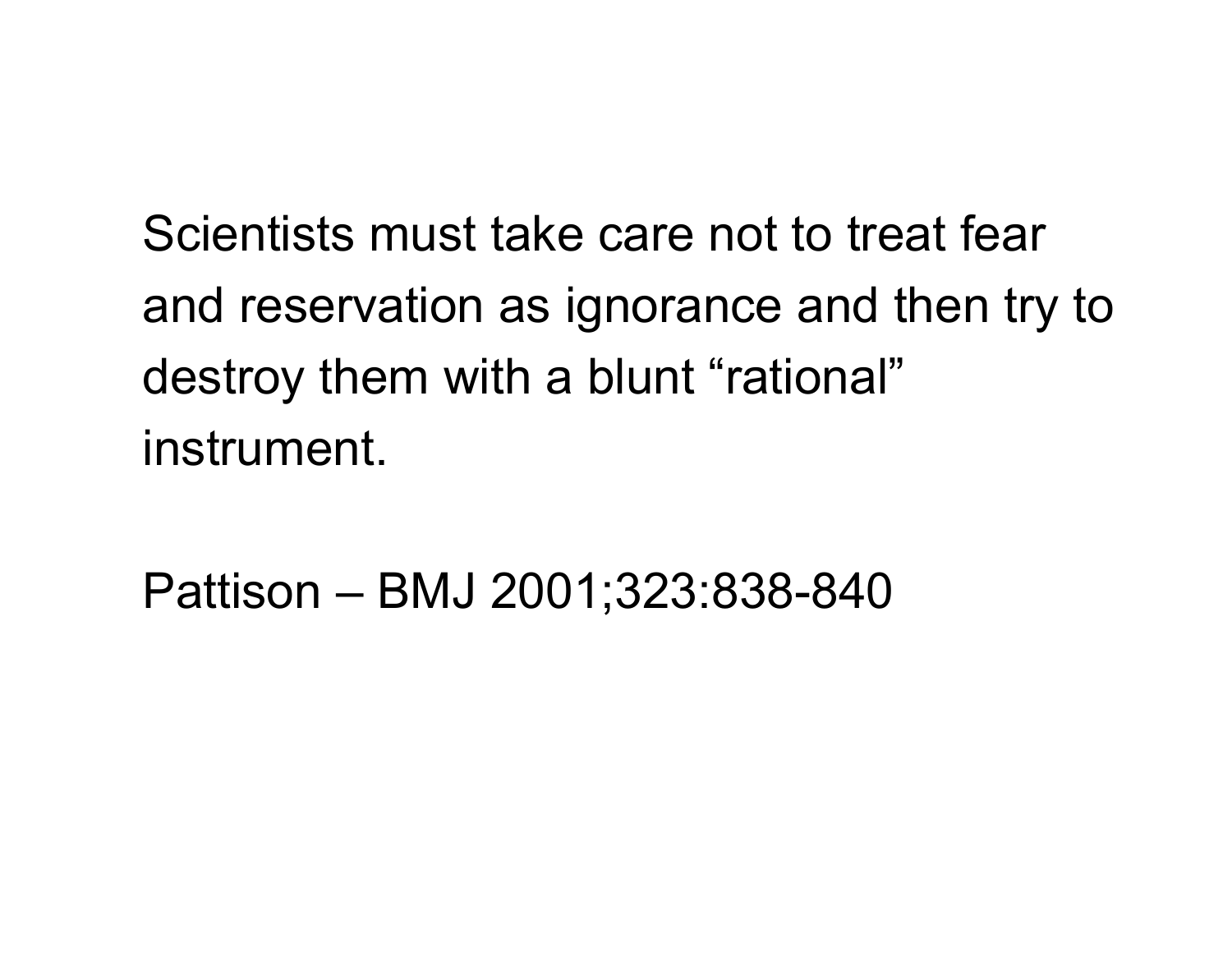Scientists must take care not to treat fear and reservation as ignorance and then try to destroy them with a blunt “rational” instrument.

Pattison – BMJ 2001;323:838-840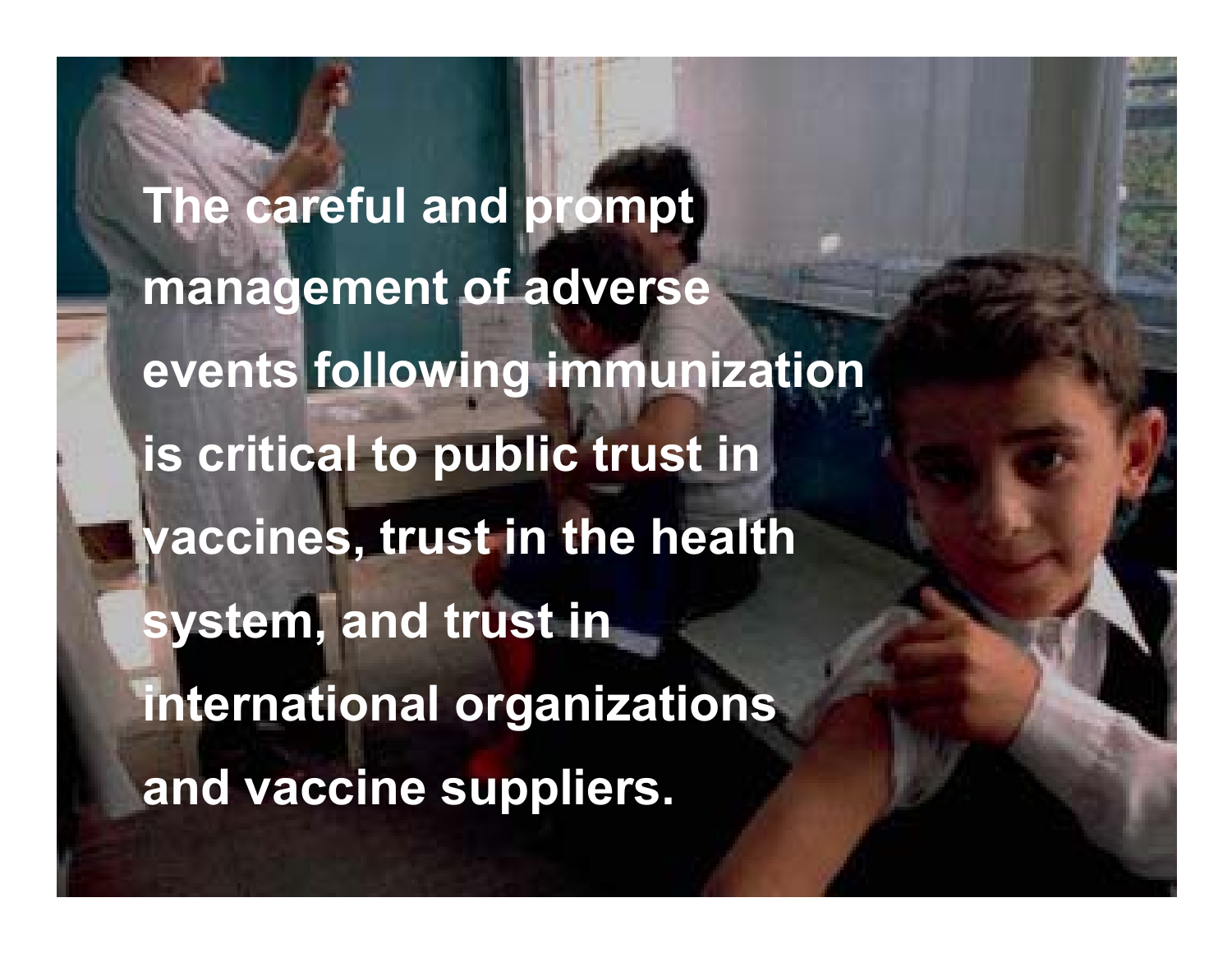**The careful and prompt management of adverse events following immunization is critical to public trust in vaccines, trust in the health system, and trust in international organizations and vaccine suppliers.**